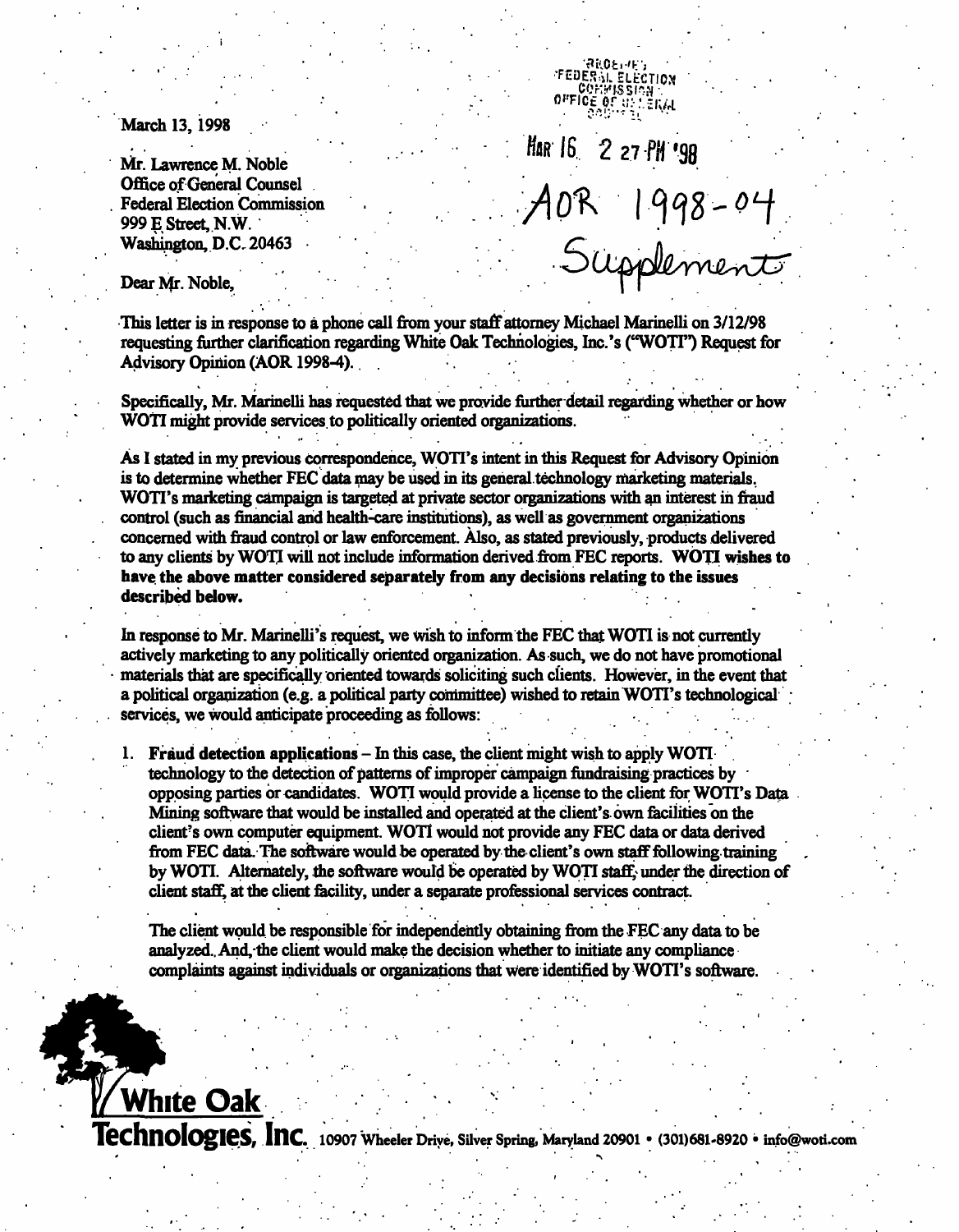March 13, 1998

RECEIVED
FEDERAL ELECTION
COMMISSION
OFFICE OF GENERAL
COUNSEL

MAR 16 2 27 PM '98

AOR 1998-04
Supplement

Mr. Lawrence M. Noble
Office of General Counsel
Federal Election Commission
999 E Street, N.W.
Washington, D.C. 20463

Dear Mr. Noble,

This letter is in response to a phone call from your staff attorney Michael Marinelli on 3/12/98 requesting further clarification regarding White Oak Technologies, Inc.'s ("WOTI") Request for Advisory Opinion (AOR 1998-4).

Specifically, Mr. Marinelli has requested that we provide further detail regarding whether or how WOTI might provide services to politically oriented organizations.

As I stated in my previous correspondence, WOTI's intent in this Request for Advisory Opinion is to determine whether FEC data may be used in its general technology marketing materials. WOTI's marketing campaign is targeted at private sector organizations with an interest in fraud control (such as financial and health-care institutions), as well as government organizations concerned with fraud control or law enforcement. Also, as stated previously, products delivered to any clients by WOTI will not include information derived from FEC reports. **WOTI wishes to have the above matter considered separately from any decisions relating to the issues described below.**

In response to Mr. Marinelli's request, we wish to inform the FEC that WOTI is not currently actively marketing to any politically oriented organization. As such, we do not have promotional materials that are specifically oriented towards soliciting such clients. However, in the event that a political organization (e.g. a political party committee) wished to retain WOTI's technological services, we would anticipate proceeding as follows:

1. **Fraud detection applications** – In this case, the client might wish to apply WOTI technology to the detection of patterns of improper campaign fundraising practices by opposing parties or candidates. WOTI would provide a license to the client for WOTI's Data Mining software that would be installed and operated at the client's own facilities on the client's own computer equipment. WOTI would not provide any FEC data or data derived from FEC data. The software would be operated by the client's own staff following training by WOTI. Alternately, the software would be operated by WOTI staff, under the direction of client staff, at the client facility, under a separate professional services contract.

   The client would be responsible for independently obtaining from the FEC any data to be analyzed. And, the client would make the decision whether to initiate any compliance complaints against individuals or organizations that were identified by WOTI's software.

White Oak Technologies, Inc. 10907 Wheeler Drive, Silver Spring, Maryland 20901 • (301)681-8920 • info@woti.com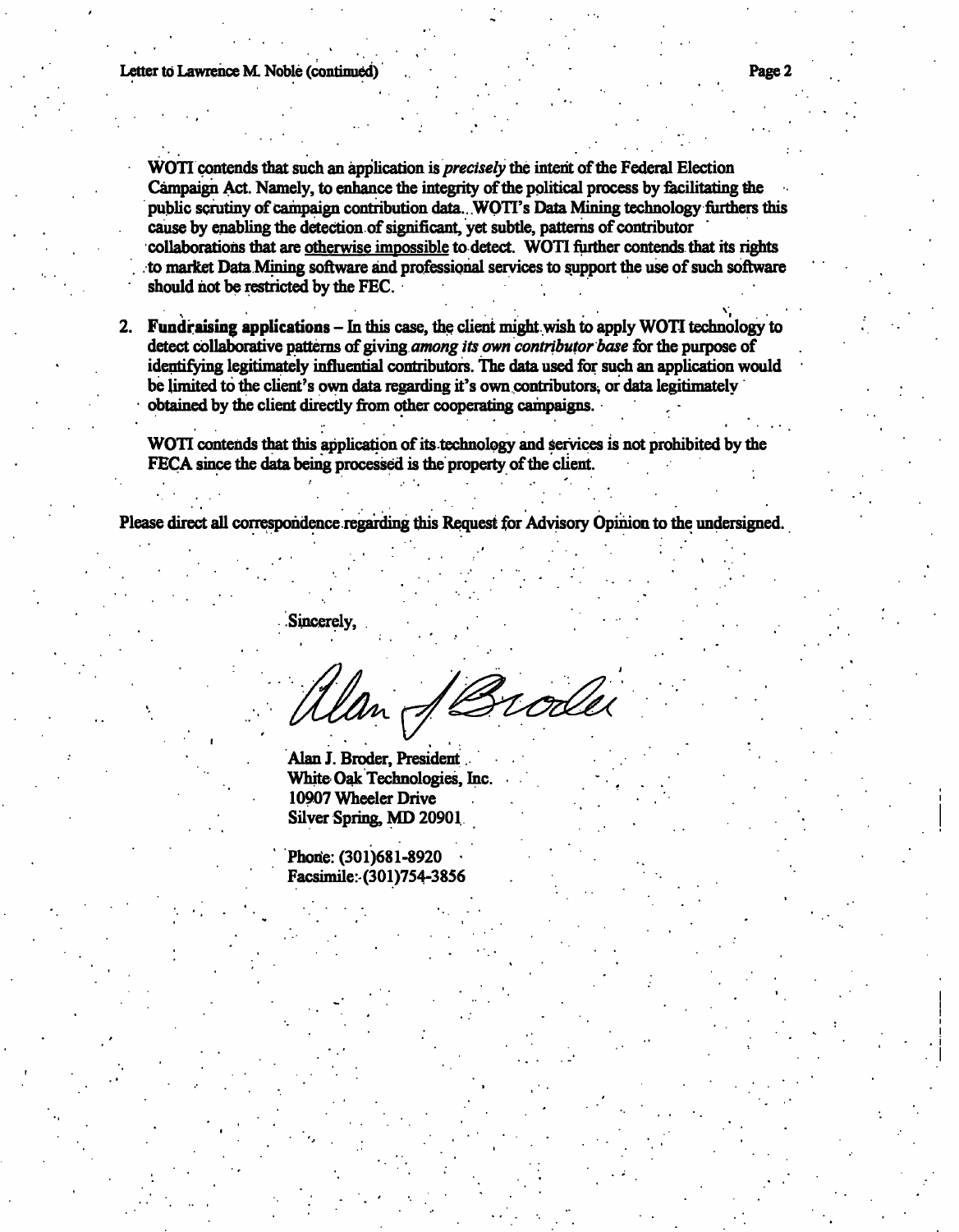WOTI contends that such an application is *precisely* the intent of the Federal Election Campaign Act. Namely, to enhance the integrity of the political process by facilitating the public scrutiny of campaign contribution data. WOTI's Data Mining technology furthers this cause by enabling the detection of significant, yet subtle, patterns of contributor collaborations that are <u>otherwise impossible</u> to detect. WOTI further contends that its rights to market Data Mining software and professional services to support the use of such software should not be restricted by the FEC.

2. **Fundraising applications** – In this case, the client might wish to apply WOTI technology to detect collaborative patterns of giving *among its own contributor base* for the purpose of identifying legitimately influential contributors. The data used for such an application would be limited to the client's own data regarding it's own contributors, or data legitimately obtained by the client directly from other cooperating campaigns.

   WOTI contends that this application of its technology and services is not prohibited by the FECA since the data being processed is the property of the client.

Please direct all correspondence regarding this Request for Advisory Opinion to the undersigned.

Sincerely,

Alan J. Broder

Alan J. Broder, President
White Oak Technologies, Inc.
10907 Wheeler Drive
Silver Spring, MD 20901

Phone: (301)681-8920
Facsimile: (301)754-3856